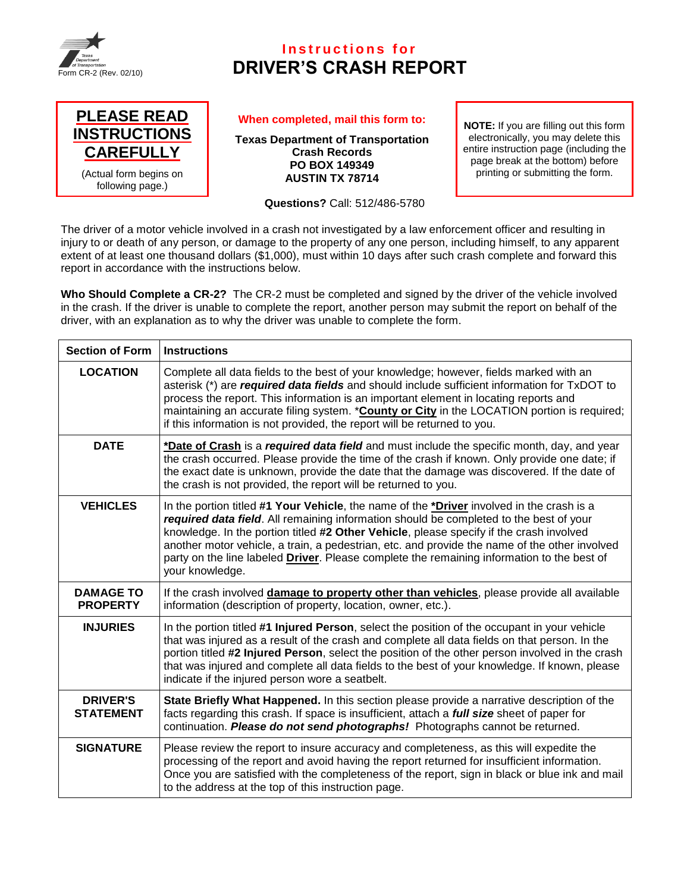Form CR-2 (Rev. 02/10)

# Instructions for DRIVER'S CRASH REPORT

**PLEASE READ INSTRUCTIONS CAREFULLY**

(Actual form begins on following page.)

**When completed, mail this form to:**

**Texas Department of Transportation**
**Crash Records**
**PO BOX 149349**
**AUSTIN TX 78714**

**Questions?** Call: 512/486-5780

**NOTE:** If you are filling out this form electronically, you may delete this entire instruction page (including the page break at the bottom) before printing or submitting the form.

The driver of a motor vehicle involved in a crash not investigated by a law enforcement officer and resulting in injury to or death of any person, or damage to the property of any one person, including himself, to any apparent extent of at least one thousand dollars ($1,000), must within 10 days after such crash complete and forward this report in accordance with the instructions below.

**Who Should Complete a CR-2?** The CR-2 must be completed and signed by the driver of the vehicle involved in the crash. If the driver is unable to complete the report, another person may submit the report on behalf of the driver, with an explanation as to why the driver was unable to complete the form.

| Section of Form | Instructions |
|---|---|
| **LOCATION** | Complete all data fields to the best of your knowledge; however, fields marked with an asterisk (*) are ***required data fields*** and should include sufficient information for TxDOT to process the report. This information is an important element in locating reports and maintaining an accurate filing system. ***County or City*** in the LOCATION portion is required; if this information is not provided, the report will be returned to you. |
| **DATE** | ***Date of Crash*** is a ***required data field*** and must include the specific month, day, and year the crash occurred. Please provide the time of the crash if known. Only provide one date; if the exact date is unknown, provide the date that the damage was discovered. If the date of the crash is not provided, the report will be returned to you. |
| **VEHICLES** | In the portion titled **#1 Your Vehicle**, the name of the ***Driver*** involved in the crash is a ***required data field***. All remaining information should be completed to the best of your knowledge. In the portion titled **#2 Other Vehicle**, please specify if the crash involved another motor vehicle, a train, a pedestrian, etc. and provide the name of the other involved party on the line labeled **Driver**. Please complete the remaining information to the best of your knowledge. |
| **DAMAGE TO PROPERTY** | If the crash involved **damage to property other than vehicles**, please provide all available information (description of property, location, owner, etc.). |
| **INJURIES** | In the portion titled **#1 Injured Person**, select the position of the occupant in your vehicle that was injured as a result of the crash and complete all data fields on that person. In the portion titled **#2 Injured Person**, select the position of the other person involved in the crash that was injured and complete all data fields to the best of your knowledge. If known, please indicate if the injured person wore a seatbelt. |
| **DRIVER'S STATEMENT** | **State Briefly What Happened.** In this section please provide a narrative description of the facts regarding this crash. If space is insufficient, attach a ***full size*** sheet of paper for continuation. ***Please do not send photographs!*** Photographs cannot be returned. |
| **SIGNATURE** | Please review the report to insure accuracy and completeness, as this will expedite the processing of the report and avoid having the report returned for insufficient information. Once you are satisfied with the completeness of the report, sign in black or blue ink and mail to the address at the top of this instruction page. |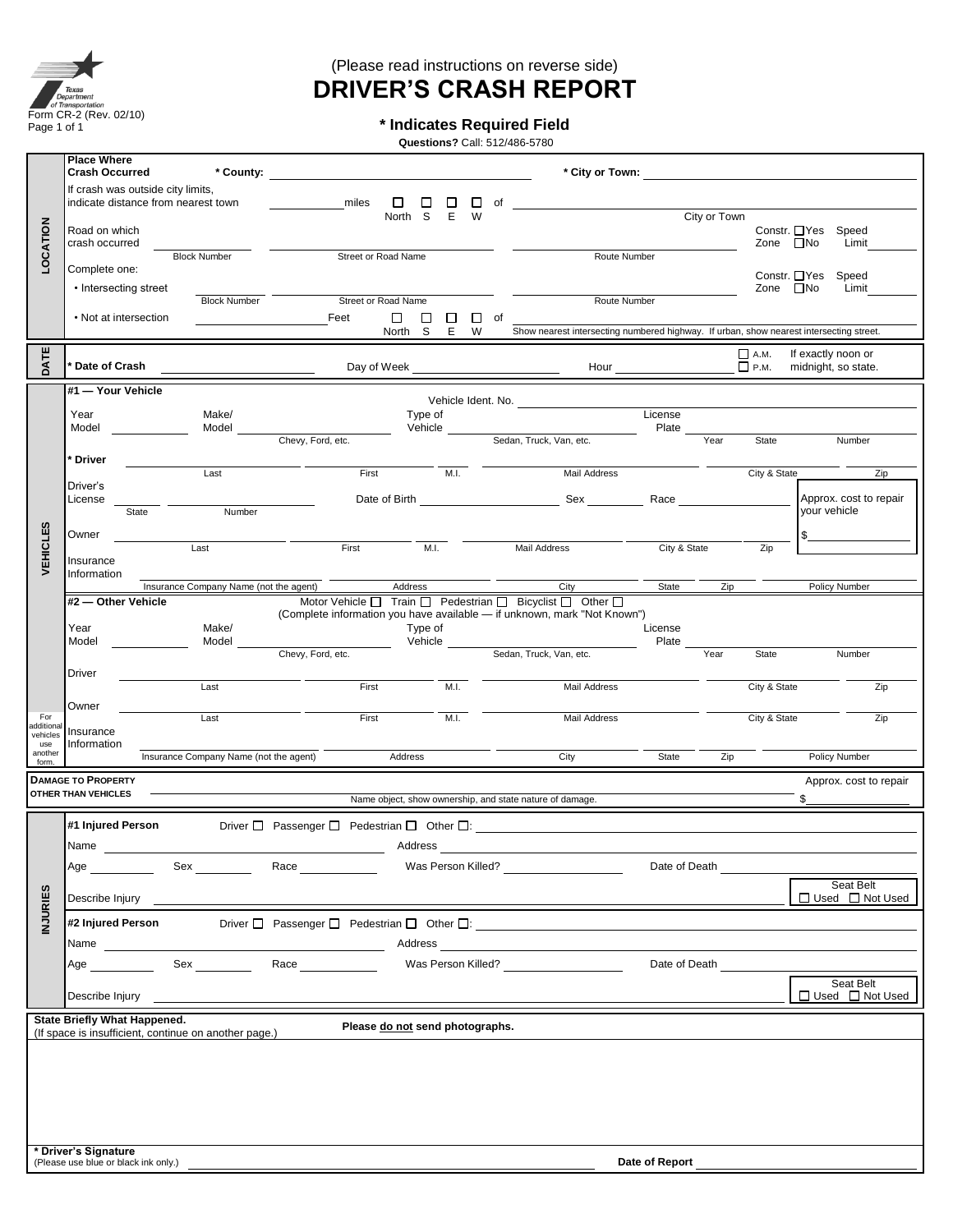(Please read instructions on reverse side)

# DRIVER'S CRASH REPORT

Form CR-2 (Rev. 02/10)

Page 1 of 1

**\* Indicates Required Field**

**Questions?** Call: 512/486-5780

## LOCATION

**Place Where Crash Occurred** **\* County:** ______________ **\* City or Town:** ______________

If crash was outside city limits, indicate distance from nearest town ______ miles ☐ North ☐ S ☐ E ☐ W of ______________ City or Town

Road on which crash occurred ______ Block Number ______ Street or Road Name ______ Route Number Constr. Zone ☐Yes ☐No Speed Limit ______

Complete one:

- Intersecting street ______ Block Number ______ Street or Road Name ______ Route Number Constr. Zone ☐Yes ☐No Speed Limit ______
- Not at intersection ______ Feet ☐ North ☐ S ☐ E ☐ W of ______________

Show nearest intersecting numbered highway. If urban, show nearest intersecting street.

## DATE

**\* Date of Crash** ______ Day of Week ______ Hour ______ ☐ A.M. ☐ P.M. If exactly noon or midnight, so state.

## VEHICLES

**#1 — Your Vehicle**

Vehicle Ident. No. ______________

Year Model ______ Make/Model ______ (Chevy, Ford, etc.) Type of Vehicle ______ (Sedan, Truck, Van, etc.) License Plate ______ Year ______ State ______ Number ______

**\* Driver** ______ Last ______ First ______ M.I. ______ Mail Address ______ City & State ______ Zip

Driver's License ______ State ______ Number Date of Birth ______ Sex ______ Race ______

Approx. cost to repair your vehicle $______

Owner ______ Last ______ First ______ M.I. ______ Mail Address ______ City & State ______ Zip

Insurance Information ______ Insurance Company Name (not the agent) ______ Address ______ City ______ State ______ Zip ______ Policy Number

**#2 — Other Vehicle** Motor Vehicle ☐ Train ☐ Pedestrian ☐ Bicyclist ☐ Other ☐

(Complete information you have available — if unknown, mark "Not Known")

Year Model ______ Make/Model ______ (Chevy, Ford, etc.) Type of Vehicle ______ (Sedan, Truck, Van, etc.) License Plate ______ Year ______ State ______ Number ______

Driver ______ Last ______ First ______ M.I. ______ Mail Address ______ City & State ______ Zip

Owner ______ Last ______ First ______ M.I. ______ Mail Address ______ City & State ______ Zip

Insurance Information ______ Insurance Company Name (not the agent) ______ Address ______ City ______ State ______ Zip ______ Policy Number

For additional vehicles use another form.

## DAMAGE TO PROPERTY OTHER THAN VEHICLES

______ Name object, show ownership, and state nature of damage. Approx. cost to repair $______

## INJURIES

**#1 Injured Person** Driver ☐ Passenger ☐ Pedestrian ☐ Other ☐: ______

Name ______ Address ______

Age ______ Sex ______ Race ______ Was Person Killed? ______ Date of Death ______

Describe Injury ______ Seat Belt ☐ Used ☐ Not Used

**#2 Injured Person** Driver ☐ Passenger ☐ Pedestrian ☐ Other ☐: ______

Name ______ Address ______

Age ______ Sex ______ Race ______ Was Person Killed? ______ Date of Death ______

Describe Injury ______ Seat Belt ☐ Used ☐ Not Used

**State Briefly What Happened.**
(If space is insufficient, continue on another page.)

**Please do not send photographs.**

**\* Driver's Signature**
(Please use blue or black ink only.) ______________ **Date of Report** ______________